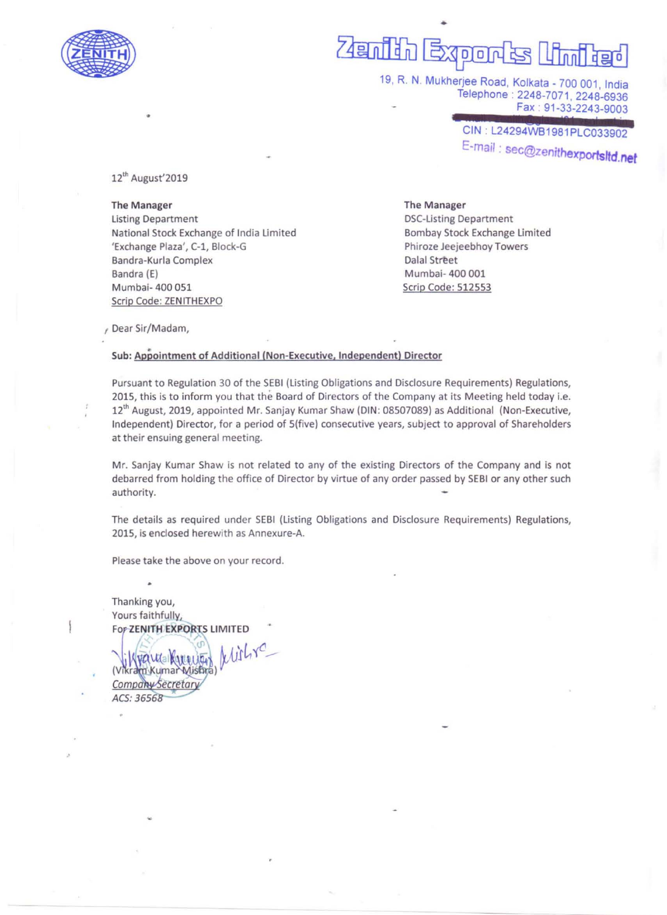# Zenith Exports Limited

19, R. N. Mukherjee Road, Kolkata - 700 001, India
Telephone : 2248-7071, 2248-6936
Fax : 91-33-2243-9003
CIN : L24294WB1981PLC033902
E-mail : sec@zenithexportsltd.net

12th August'2019

**The Manager**
Listing Department
National Stock Exchange of India Limited
'Exchange Plaza', C-1, Block-G
Bandra-Kurla Complex
Bandra (E)
Mumbai- 400 051
Scrip Code: ZENITHEXPO

**The Manager**
DSC-Listing Department
Bombay Stock Exchange Limited
Phiroze Jeejeebhoy Towers
Dalal Street
Mumbai- 400 001
Scrip Code: 512553

Dear Sir/Madam,

**Sub: Appointment of Additional (Non-Executive, Independent) Director**

Pursuant to Regulation 30 of the SEBI (Listing Obligations and Disclosure Requirements) Regulations, 2015, this is to inform you that the Board of Directors of the Company at its Meeting held today i.e. 12th August, 2019, appointed Mr. Sanjay Kumar Shaw (DIN: 08507089) as Additional (Non-Executive, Independent) Director, for a period of 5(five) consecutive years, subject to approval of Shareholders at their ensuing general meeting.

Mr. Sanjay Kumar Shaw is not related to any of the existing Directors of the Company and is not debarred from holding the office of Director by virtue of any order passed by SEBI or any other such authority.

The details as required under SEBI (Listing Obligations and Disclosure Requirements) Regulations, 2015, is enclosed herewith as Annexure-A.

Please take the above on your record.

Thanking you,
Yours faithfully,
For **ZENITH EXPORTS LIMITED**

(Vikram Kumar Mishra)
*Company Secretary*
*ACS: 36568*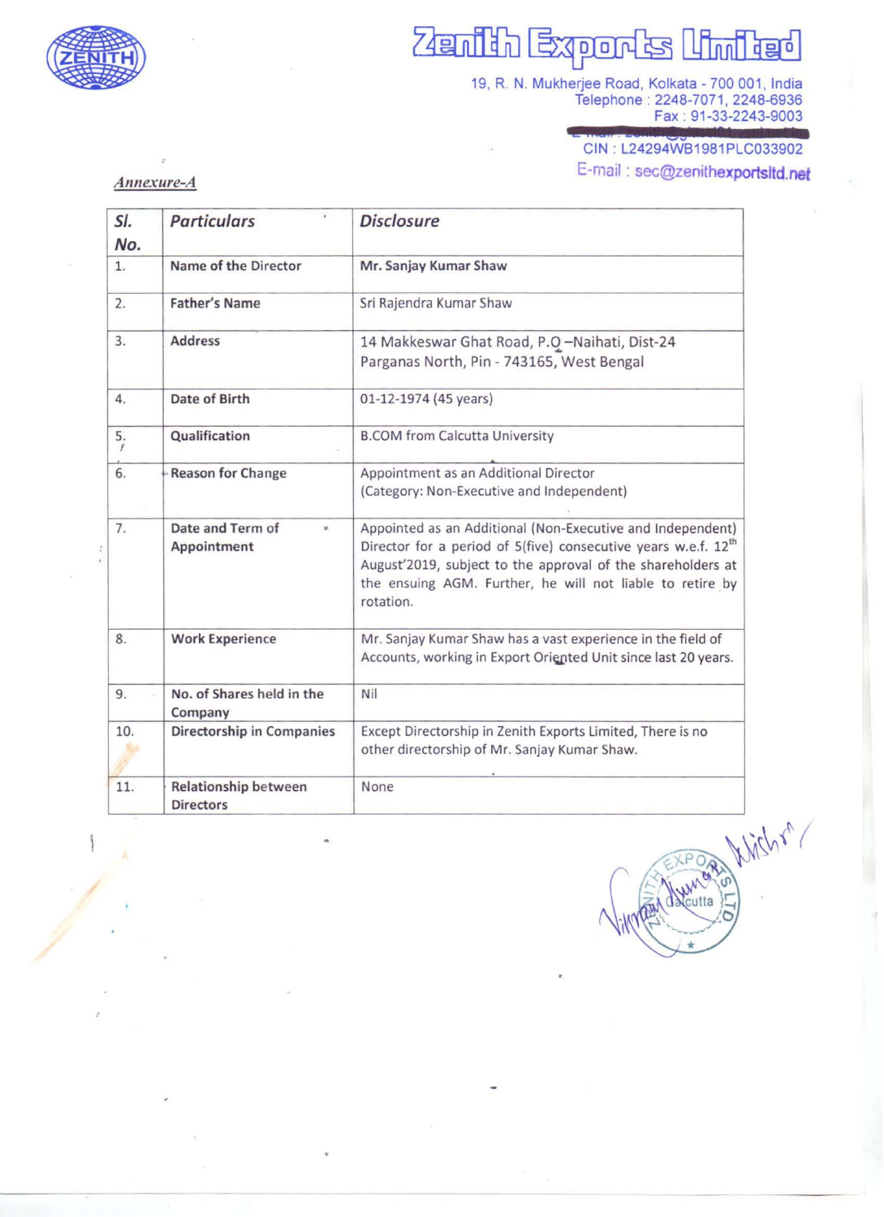# Zenith Exports Limited

19, R. N. Mukherjee Road, Kolkata - 700 001, India
Telephone : 2248-7071, 2248-6936
Fax : 91-33-2243-9003
CIN : L24294WB1981PLC033902
E-mail : sec@zenithexportsltd.net

*Annexure-A*

| Sl. No. | Particulars | Disclosure |
|---|---|---|
| 1. | Name of the Director | Mr. Sanjay Kumar Shaw |
| 2. | Father's Name | Sri Rajendra Kumar Shaw |
| 3. | Address | 14 Makkeswar Ghat Road, P.O –Naihati, Dist-24 Parganas North, Pin - 743165, West Bengal |
| 4. | Date of Birth | 01-12-1974 (45 years) |
| 5. | Qualification | B.COM from Calcutta University |
| 6. | Reason for Change | Appointment as an Additional Director (Category: Non-Executive and Independent) |
| 7. | Date and Term of Appointment | Appointed as an Additional (Non-Executive and Independent) Director for a period of 5(five) consecutive years w.e.f. 12th August'2019, subject to the approval of the shareholders at the ensuing AGM. Further, he will not liable to retire by rotation. |
| 8. | Work Experience | Mr. Sanjay Kumar Shaw has a vast experience in the field of Accounts, working in Export Oriented Unit since last 20 years. |
| 9. | No. of Shares held in the Company | Nil |
| 10. | Directorship in Companies | Except Directorship in Zenith Exports Limited, There is no other directorship of Mr. Sanjay Kumar Shaw. |
| 11. | Relationship between Directors | None |